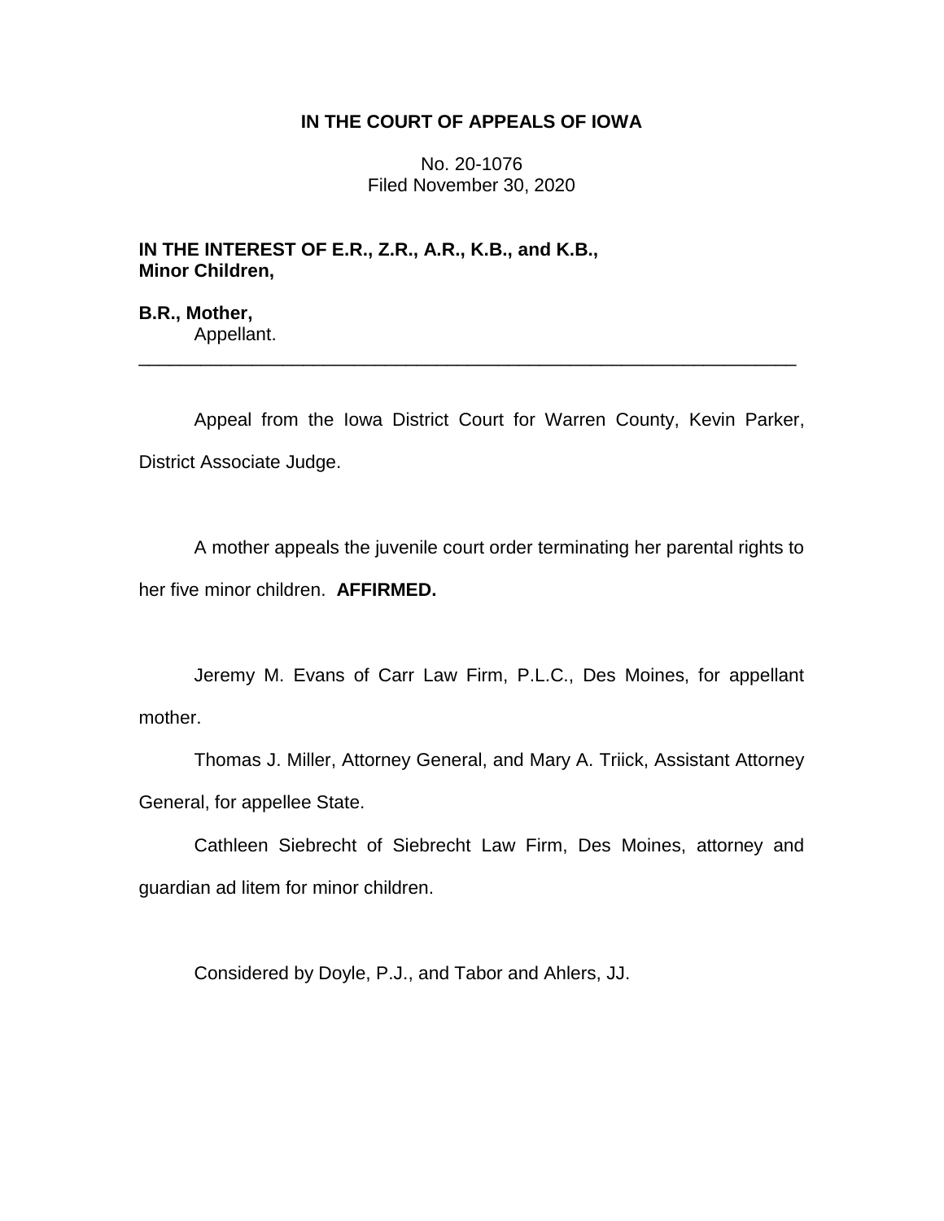**IN THE COURT OF APPEALS OF IOWA**

No. 20-1076
Filed November 30, 2020

**IN THE INTEREST OF E.R., Z.R., A.R., K.B., and K.B., Minor Children,**

**B.R., Mother,**
Appellant.

---

Appeal from the Iowa District Court for Warren County, Kevin Parker, District Associate Judge.

A mother appeals the juvenile court order terminating her parental rights to her five minor children. **AFFIRMED.**

Jeremy M. Evans of Carr Law Firm, P.L.C., Des Moines, for appellant mother.

Thomas J. Miller, Attorney General, and Mary A. Triick, Assistant Attorney General, for appellee State.

Cathleen Siebrecht of Siebrecht Law Firm, Des Moines, attorney and guardian ad litem for minor children.

Considered by Doyle, P.J., and Tabor and Ahlers, JJ.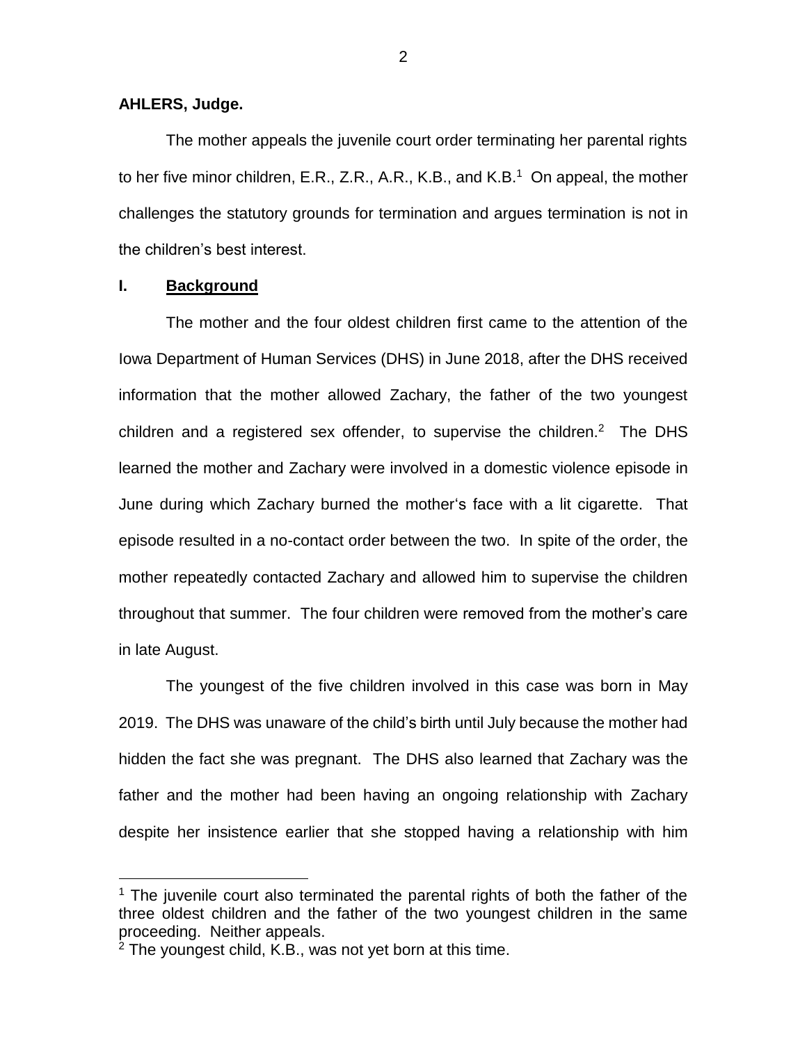**AHLERS, Judge.**

The mother appeals the juvenile court order terminating her parental rights to her five minor children, E.R., Z.R., A.R., K.B., and K.B.[1] On appeal, the mother challenges the statutory grounds for termination and argues termination is not in the children's best interest.

## I. Background

The mother and the four oldest children first came to the attention of the Iowa Department of Human Services (DHS) in June 2018, after the DHS received information that the mother allowed Zachary, the father of the two youngest children and a registered sex offender, to supervise the children.[2] The DHS learned the mother and Zachary were involved in a domestic violence episode in June during which Zachary burned the mother's face with a lit cigarette. That episode resulted in a no-contact order between the two. In spite of the order, the mother repeatedly contacted Zachary and allowed him to supervise the children throughout that summer. The four children were removed from the mother's care in late August.

The youngest of the five children involved in this case was born in May 2019. The DHS was unaware of the child's birth until July because the mother had hidden the fact she was pregnant. The DHS also learned that Zachary was the father and the mother had been having an ongoing relationship with Zachary despite her insistence earlier that she stopped having a relationship with him

---

[1] The juvenile court also terminated the parental rights of both the father of the three oldest children and the father of the two youngest children in the same proceeding. Neither appeals.

[2] The youngest child, K.B., was not yet born at this time.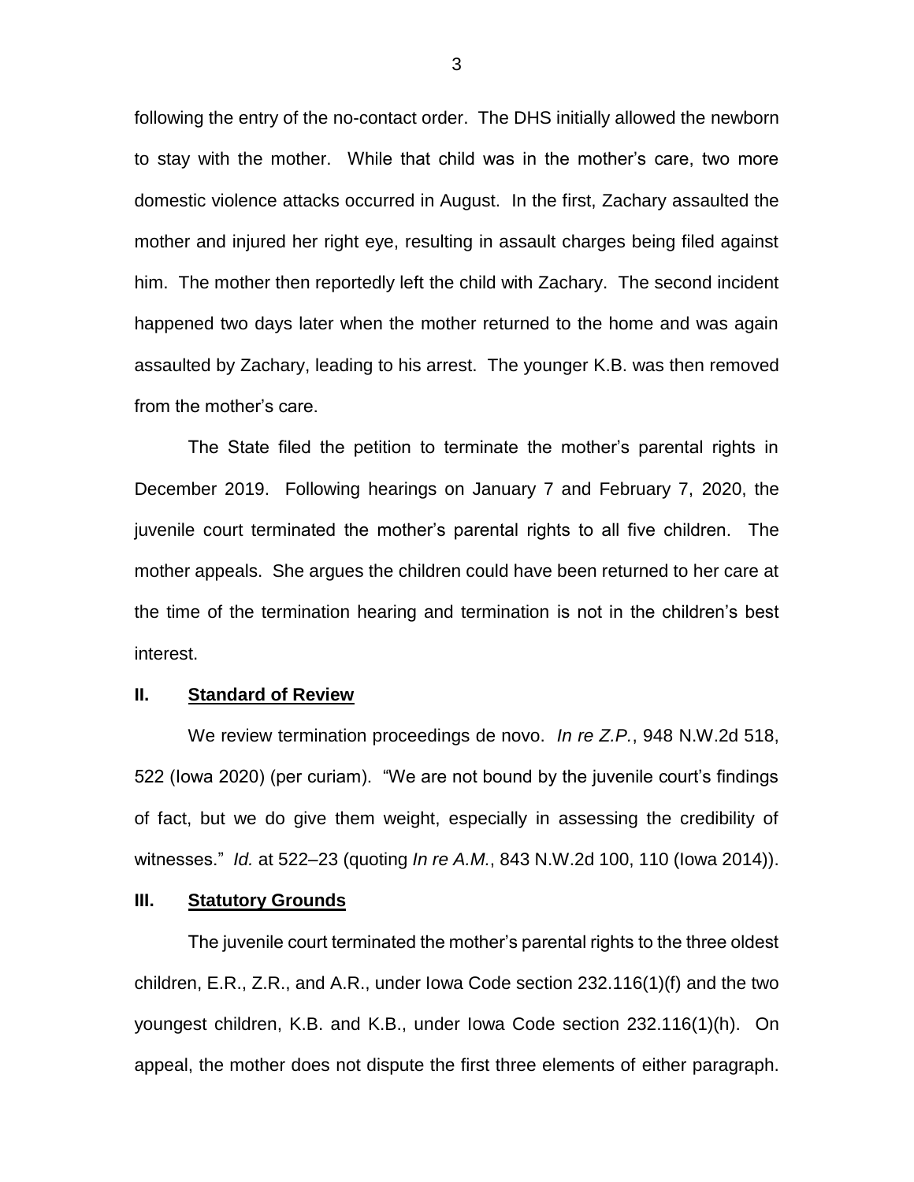following the entry of the no-contact order. The DHS initially allowed the newborn to stay with the mother. While that child was in the mother's care, two more domestic violence attacks occurred in August. In the first, Zachary assaulted the mother and injured her right eye, resulting in assault charges being filed against him. The mother then reportedly left the child with Zachary. The second incident happened two days later when the mother returned to the home and was again assaulted by Zachary, leading to his arrest. The younger K.B. was then removed from the mother's care.

The State filed the petition to terminate the mother's parental rights in December 2019. Following hearings on January 7 and February 7, 2020, the juvenile court terminated the mother's parental rights to all five children. The mother appeals. She argues the children could have been returned to her care at the time of the termination hearing and termination is not in the children's best interest.

## II. <u>Standard of Review</u>

We review termination proceedings de novo. *In re Z.P.*, 948 N.W.2d 518, 522 (Iowa 2020) (per curiam). "We are not bound by the juvenile court's findings of fact, but we do give them weight, especially in assessing the credibility of witnesses." *Id.* at 522–23 (quoting *In re A.M.*, 843 N.W.2d 100, 110 (Iowa 2014)).

## III. <u>Statutory Grounds</u>

The juvenile court terminated the mother's parental rights to the three oldest children, E.R., Z.R., and A.R., under Iowa Code section 232.116(1)(f) and the two youngest children, K.B. and K.B., under Iowa Code section 232.116(1)(h). On appeal, the mother does not dispute the first three elements of either paragraph.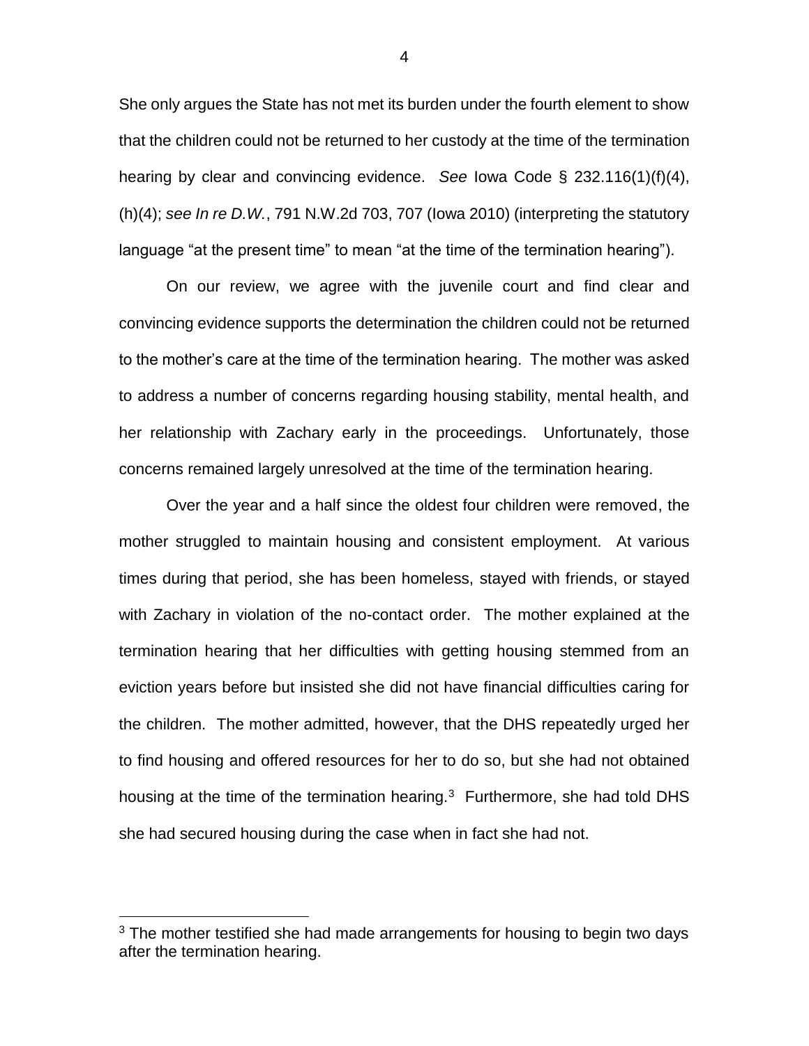She only argues the State has not met its burden under the fourth element to show that the children could not be returned to her custody at the time of the termination hearing by clear and convincing evidence. *See* Iowa Code § 232.116(1)(f)(4), (h)(4); *see In re D.W.*, 791 N.W.2d 703, 707 (Iowa 2010) (interpreting the statutory language "at the present time" to mean "at the time of the termination hearing").

On our review, we agree with the juvenile court and find clear and convincing evidence supports the determination the children could not be returned to the mother's care at the time of the termination hearing. The mother was asked to address a number of concerns regarding housing stability, mental health, and her relationship with Zachary early in the proceedings. Unfortunately, those concerns remained largely unresolved at the time of the termination hearing.

Over the year and a half since the oldest four children were removed, the mother struggled to maintain housing and consistent employment. At various times during that period, she has been homeless, stayed with friends, or stayed with Zachary in violation of the no-contact order. The mother explained at the termination hearing that her difficulties with getting housing stemmed from an eviction years before but insisted she did not have financial difficulties caring for the children. The mother admitted, however, that the DHS repeatedly urged her to find housing and offered resources for her to do so, but she had not obtained housing at the time of the termination hearing.[3] Furthermore, she had told DHS she had secured housing during the case when in fact she had not.

[3] The mother testified she had made arrangements for housing to begin two days after the termination hearing.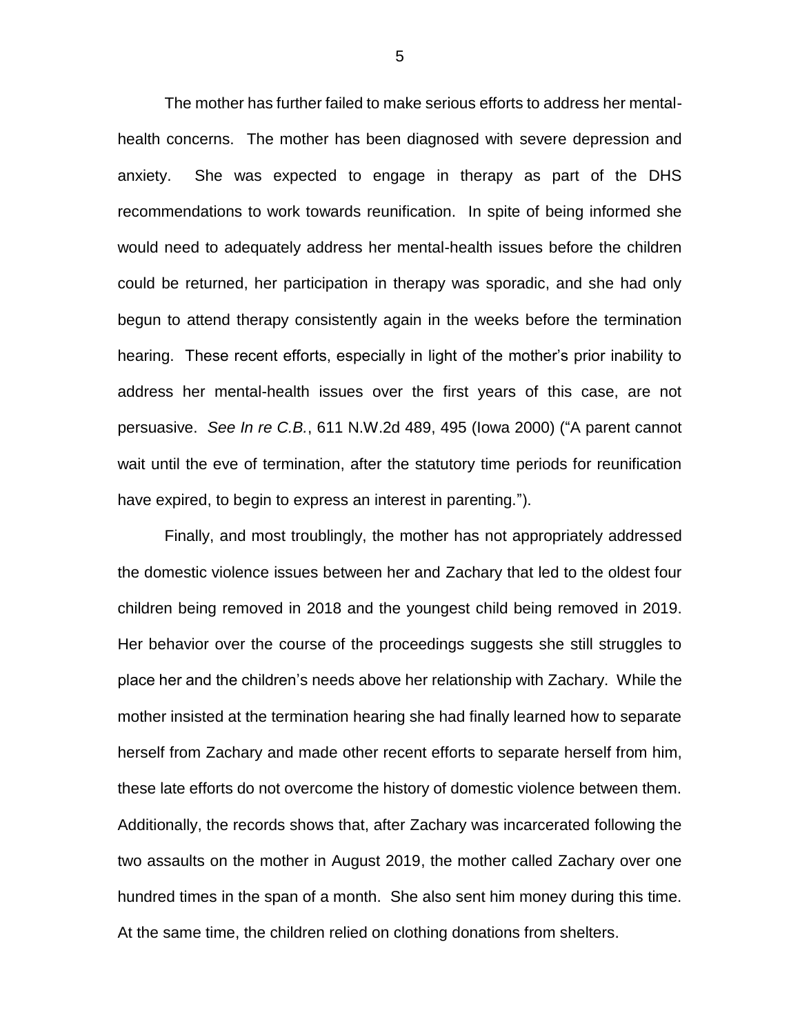The mother has further failed to make serious efforts to address her mental-health concerns. The mother has been diagnosed with severe depression and anxiety. She was expected to engage in therapy as part of the DHS recommendations to work towards reunification. In spite of being informed she would need to adequately address her mental-health issues before the children could be returned, her participation in therapy was sporadic, and she had only begun to attend therapy consistently again in the weeks before the termination hearing. These recent efforts, especially in light of the mother's prior inability to address her mental-health issues over the first years of this case, are not persuasive. *See In re C.B.*, 611 N.W.2d 489, 495 (Iowa 2000) ("A parent cannot wait until the eve of termination, after the statutory time periods for reunification have expired, to begin to express an interest in parenting.").

Finally, and most troublingly, the mother has not appropriately addressed the domestic violence issues between her and Zachary that led to the oldest four children being removed in 2018 and the youngest child being removed in 2019. Her behavior over the course of the proceedings suggests she still struggles to place her and the children's needs above her relationship with Zachary. While the mother insisted at the termination hearing she had finally learned how to separate herself from Zachary and made other recent efforts to separate herself from him, these late efforts do not overcome the history of domestic violence between them. Additionally, the records shows that, after Zachary was incarcerated following the two assaults on the mother in August 2019, the mother called Zachary over one hundred times in the span of a month. She also sent him money during this time. At the same time, the children relied on clothing donations from shelters.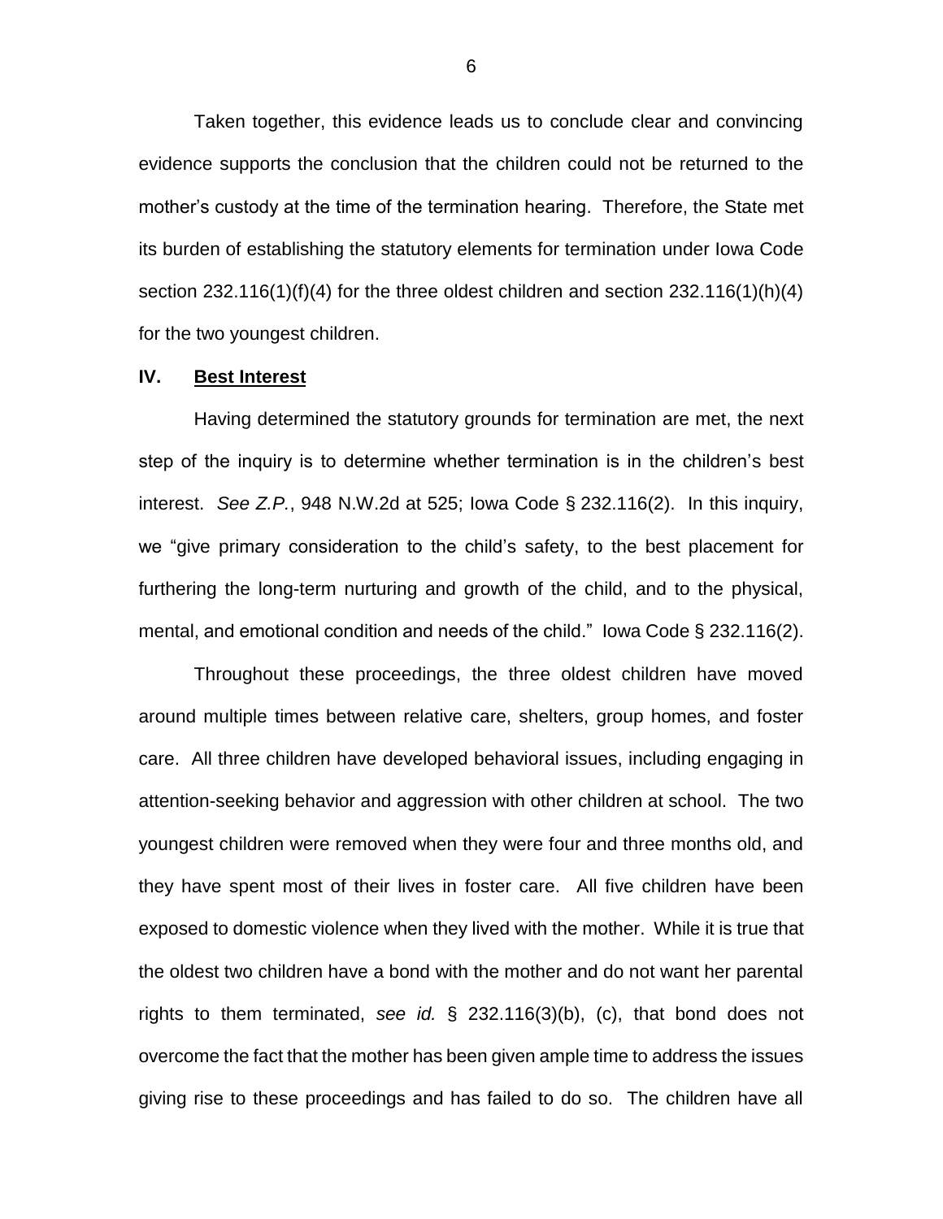Taken together, this evidence leads us to conclude clear and convincing evidence supports the conclusion that the children could not be returned to the mother's custody at the time of the termination hearing. Therefore, the State met its burden of establishing the statutory elements for termination under Iowa Code section 232.116(1)(f)(4) for the three oldest children and section 232.116(1)(h)(4) for the two youngest children.

## IV. **Best Interest**

Having determined the statutory grounds for termination are met, the next step of the inquiry is to determine whether termination is in the children's best interest. *See Z.P.*, 948 N.W.2d at 525; Iowa Code § 232.116(2). In this inquiry, we "give primary consideration to the child's safety, to the best placement for furthering the long-term nurturing and growth of the child, and to the physical, mental, and emotional condition and needs of the child." Iowa Code § 232.116(2).

Throughout these proceedings, the three oldest children have moved around multiple times between relative care, shelters, group homes, and foster care. All three children have developed behavioral issues, including engaging in attention-seeking behavior and aggression with other children at school. The two youngest children were removed when they were four and three months old, and they have spent most of their lives in foster care. All five children have been exposed to domestic violence when they lived with the mother. While it is true that the oldest two children have a bond with the mother and do not want her parental rights to them terminated, *see id.* § 232.116(3)(b), (c), that bond does not overcome the fact that the mother has been given ample time to address the issues giving rise to these proceedings and has failed to do so. The children have all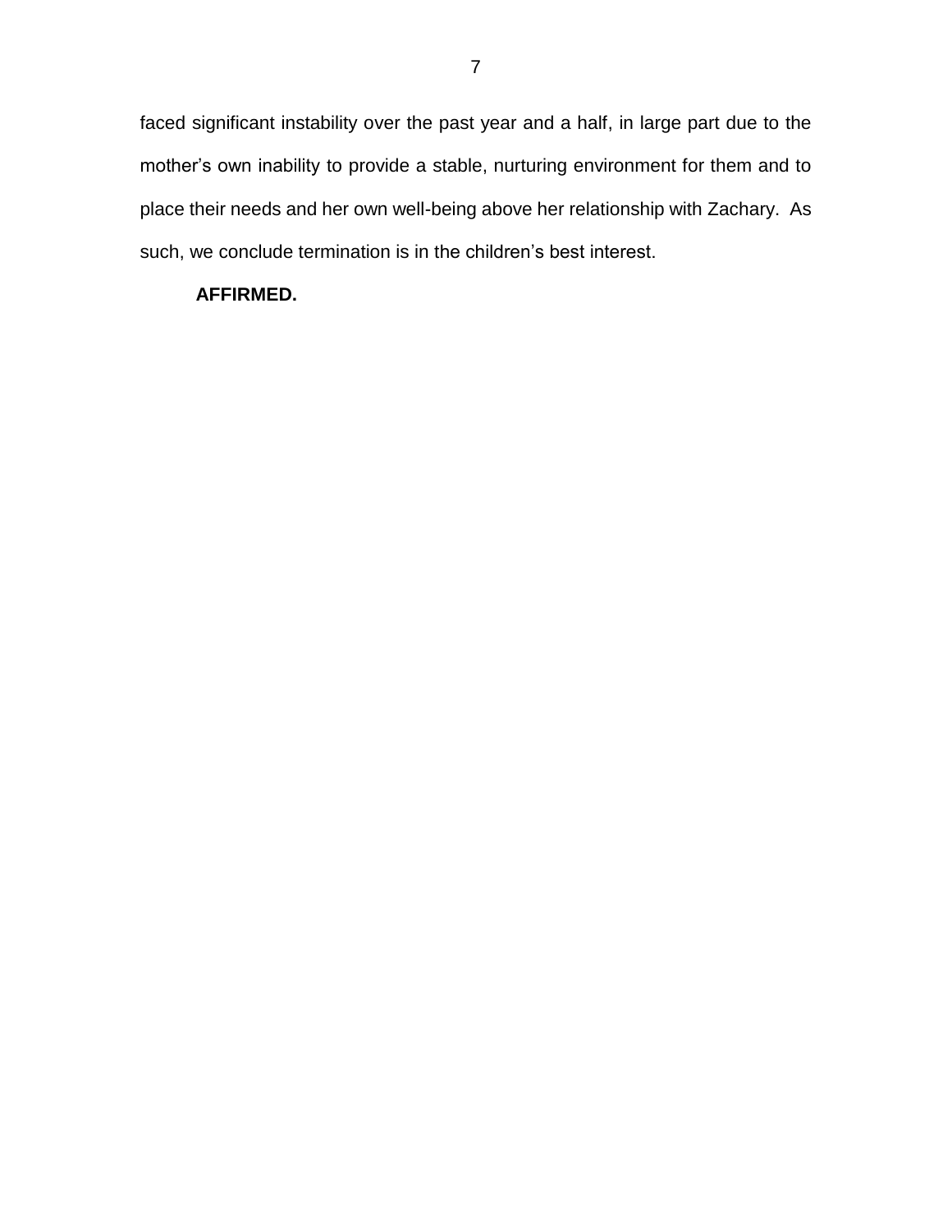faced significant instability over the past year and a half, in large part due to the mother's own inability to provide a stable, nurturing environment for them and to place their needs and her own well-being above her relationship with Zachary. As such, we conclude termination is in the children's best interest.

**AFFIRMED.**